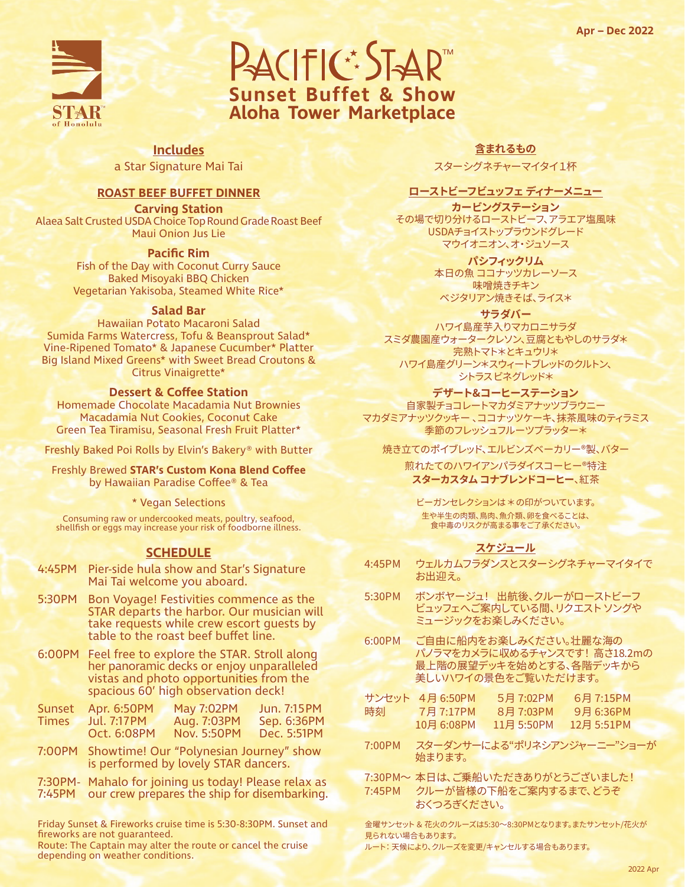Apr – Dec 2022

# PACIFIC STAR™

## Sunset Buffet & Show
## Aloha Tower Marketplace

### Includes

a Star Signature Mai Tai

### ROAST BEEF BUFFET DINNER

**Carving Station**
Alaea Salt Crusted USDA Choice Top Round Grade Roast Beef
Maui Onion Jus Lie

**Pacific Rim**
Fish of the Day with Coconut Curry Sauce
Baked Misoyaki BBQ Chicken
Vegetarian Yakisoba, Steamed White Rice*

**Salad Bar**
Hawaiian Potato Macaroni Salad
Sumida Farms Watercress, Tofu & Beansprout Salad*
Vine-Ripened Tomato* & Japanese Cucumber* Platter
Big Island Mixed Greens* with Sweet Bread Croutons & Citrus Vinaigrette*

**Dessert & Coffee Station**
Homemade Chocolate Macadamia Nut Brownies
Macadamia Nut Cookies, Coconut Cake
Green Tea Tiramisu, Seasonal Fresh Fruit Platter*

Freshly Baked Poi Rolls by Elvin's Bakery® with Butter

Freshly Brewed **STAR's Custom Kona Blend Coffee** by Hawaiian Paradise Coffee® & Tea

\* Vegan Selections

Consuming raw or undercooked meats, poultry, seafood, shellfish or eggs may increase your risk of foodborne illness.

### SCHEDULE

4:45PM Pier-side hula show and Star's Signature Mai Tai welcome you aboard.

5:30PM Bon Voyage! Festivities commence as the STAR departs the harbor. Our musician will take requests while crew escort guests by table to the roast beef buffet line.

6:00PM Feel free to explore the STAR. Stroll along her panoramic decks or enjoy unparalleled vistas and photo opportunities from the spacious 60' high observation deck!

| Sunset Times | | | |
|---|---|---|---|
| | Apr. 6:50PM | May 7:02PM | Jun. 7:15PM |
| | Jul. 7:17PM | Aug. 7:03PM | Sep. 6:36PM |
| | Oct. 6:08PM | Nov. 5:50PM | Dec. 5:51PM |

7:00PM Showtime! Our "Polynesian Journey" show is performed by lovely STAR dancers.

7:30PM-7:45PM Mahalo for joining us today! Please relax as our crew prepares the ship for disembarking.

Friday Sunset & Fireworks cruise time is 5:30-8:30PM. Sunset and fireworks are not guaranteed.
Route: The Captain may alter the route or cancel the cruise depending on weather conditions.

### 含まれるもの

スターシグネチャーマイタイ1杯

### ローストビーフビュッフェ ディナーメニュー

**カービングステーション**
その場で切り分けるローストビーフ、アラエア塩風味
USDAチョイストップラウンドグレード
マウイオニオン、オ・ジュソース

**パシフィックリム**
本日の魚 ココナッツカレーソース
味噌焼きチキン
ベジタリアン焼きそば、ライス＊

**サラダバー**
ハワイ島産芋入りマカロニサラダ
スミダ農園産ウォータークレソン、豆腐ともやしのサラダ＊
完熟トマト＊とキュウリ＊
ハワイ島産グリーン＊スウィートブレッドのクルトン、シトラスビネグレッド＊

**デザート&コーヒーステーション**
自家製チョコレートマカダミアナッツブラウニー
マカダミアナッツクッキー 、ココナッツケーキ、抹茶風味のティラミス
季節のフレッシュフルーツプラッター＊

焼き立てのポイブレッド、エルビンズベーカリー®製、バター

煎れたてのハワイアンパラダイスコーヒー®特注
**スターカスタム コナブレンドコーヒー**、紅茶

ビーガンセレクションは＊の印がついています。

生や半生の肉類、鳥肉、魚介類、卵を食べることは、食中毒のリスクが高まる事をご了承ください。

### スケジュール

4:45PM ウェルカムフラダンスとスターシグネチャーマイタイでお出迎え。

5:30PM ボンボヤージュ！ 出航後、クルーがローストビーフビュッフェへご案内している間、リクエスト ソングやミュージックをお楽しみください。

6:00PM ご自由に船内をお楽しみください。壮麗な海のパノラマをカメラに収めるチャンスです！ 高さ18.2mの最上階の展望デッキを始めとする、各階デッキから美しいハワイの景色をご覧いただけます。

| サンセット時刻 | | | |
|---|---|---|---|
| | 4月 6:50PM | 5月 7:02PM | 6月 7:15PM |
| | 7月 7:17PM | 8月 7:03PM | 9月 6:36PM |
| | 10月 6:08PM | 11月 5:50PM | 12月 5:51PM |

7:00PM スターダンサーによる"ポリネシアンジャーニー"ショーが始まります。

7:30PM～7:45PM 本日は、ご乗船いただきありがとうございました！ クルーが皆様の下船をご案内するまで、どうぞおくつろぎください。

金曜サンセット & 花火のクルーズは5:30～8:30PMとなります。またサンセット/花火が見られない場合もあります。
ルート：天候により、クルーズを変更/キャンセルする場合もあります。

2022 Apr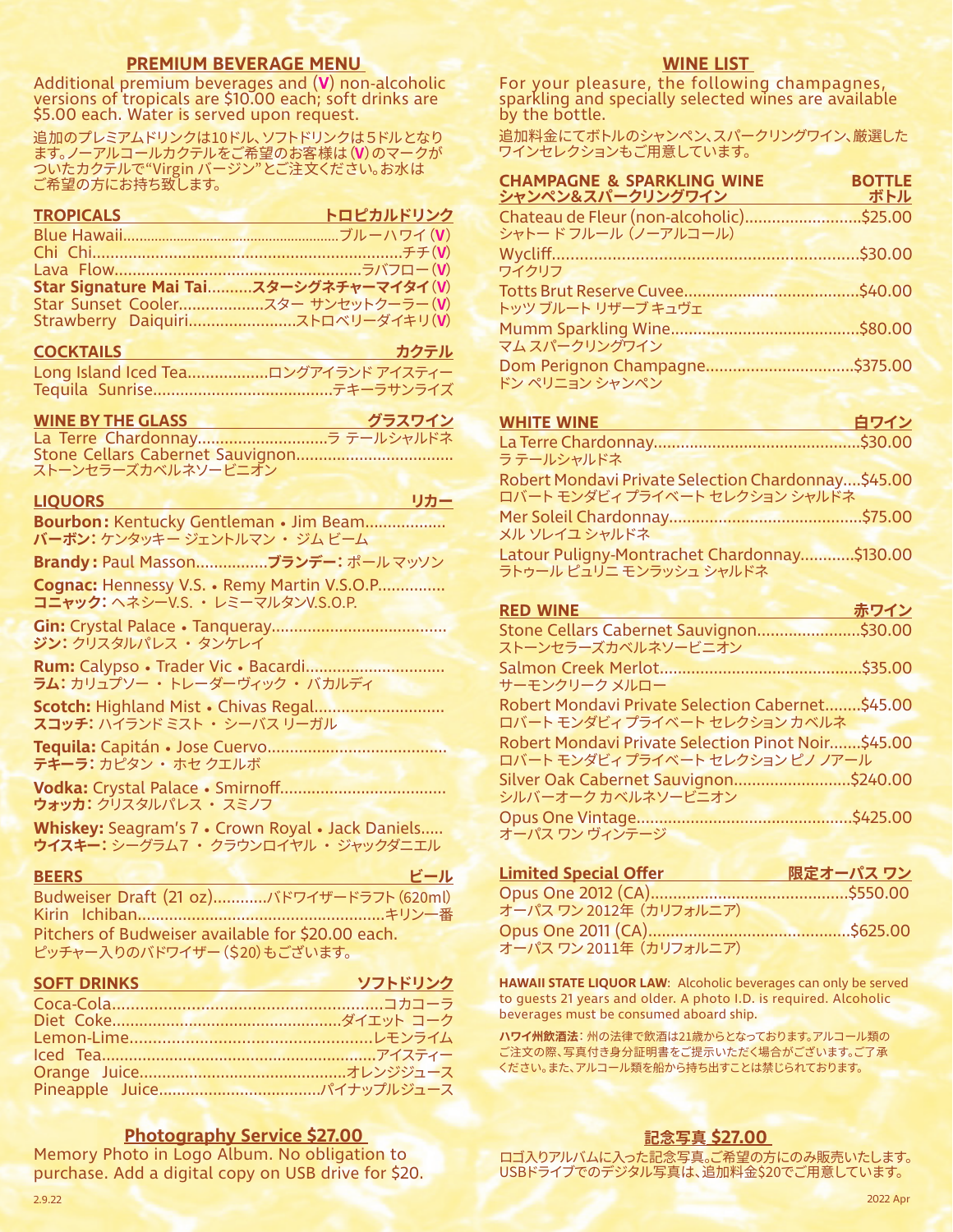## PREMIUM BEVERAGE MENU

Additional premium beverages and (**V**) non-alcoholic versions of tropicals are $10.00 each; soft drinks are $5.00 each. Water is served upon request.

追加のプレミアムドリンクは10ドル、ソフトドリンクは5ドルとなります。ノーアルコールカクテルをご希望のお客様は(**V**)のマークがついたカクテルで"Virgin バージン"とご注文ください。お水はご希望の方にお持ち致します。

### TROPICALS — トロピカルドリンク

- Blue Hawaii........ブルーハワイ (**V**)
- Chi Chi........チチ (**V**)
- Lava Flow........ラバフロー (**V**)
- **Star Signature Mai Tai........スターシグネチャーマイタイ (V)**
- Star Sunset Cooler........スター サンセットクーラー (**V**)
- Strawberry Daiquiri........ストロベリーダイキリ (**V**)

### COCKTAILS — カクテル

- Long Island Iced Tea........ロングアイランド アイスティー
- Tequila Sunrise........テキーラサンライズ

### WINE BY THE GLASS — グラスワイン

- La Terre Chardonnay........ラ テールシャルドネ
- Stone Cellars Cabernet Sauvignon........
  ストーンセラーズカベルネソービニオン

### LIQUORS — リカー

- **Bourbon:** Kentucky Gentleman • Jim Beam........
  **バーボン:** ケンタッキー ジェントルマン ・ ジム ビーム
- **Brandy:** Paul Masson........**ブランデー:** ポール マッソン
- **Cognac:** Hennessy V.S. • Remy Martin V.S.O.P........
  **コニャック:** ヘネシーV.S. ・ レミーマルタンV.S.O.P.
- **Gin:** Crystal Palace • Tanqueray........
  **ジン:** クリスタルパレス ・ タンケレイ
- **Rum:** Calypso • Trader Vic • Bacardi........
  **ラム:** カリュプソー ・ トレーダーヴィック ・ バカルディ
- **Scotch:** Highland Mist • Chivas Regal........
  **スコッチ:** ハイランド ミスト ・ シーバス リーガル
- **Tequila:** Capitán • Jose Cuervo........
  **テキーラ:** カピタン ・ ホセ クエルボ
- **Vodka:** Crystal Palace • Smirnoff........
  **ウォッカ:** クリスタルパレス ・ スミノフ
- **Whiskey:** Seagram's 7 • Crown Royal • Jack Daniels.....
  **ウイスキー:** シーグラム7 ・ クラウンロイヤル ・ ジャックダニエル

### BEERS — ビール

- Budweiser Draft (21 oz)........バドワイザードラフト (620ml)
- Kirin Ichiban........キリン一番

Pitchers of Budweiser available for $20.00 each.
ピッチャー入りのバドワイザー ($20) もございます。

### SOFT DRINKS — ソフトドリンク

- Coca-Cola........コカコーラ
- Diet Coke........ダイエット コーク
- Lemon-Lime........レモンライム
- Iced Tea........アイスティー
- Orange Juice........オレンジジュース
- Pineapple Juice........パイナップルジュース

## WINE LIST

For your pleasure, the following champagnes, sparkling and specially selected wines are available by the bottle.

追加料金にてボトルのシャンペン、スパークリングワイン、厳選したワインセレクションもご用意しています。

| CHAMPAGNE & SPARKLING WINE シャンペン&スパークリングワイン | BOTTLE ボトル |
|---|---|
| Chateau de Fleur (non-alcoholic) シャトー ド フルール (ノーアルコール) | $25.00 |
| Wycliff ワイクリフ | $30.00 |
| Totts Brut Reserve Cuvee トッツ ブルート リザーブ キュヴェ | $40.00 |
| Mumm Sparkling Wine マム スパークリングワイン | $80.00 |
| Dom Perignon Champagne ドン ペリニヨン シャンペン | $375.00 |

| WHITE WINE 白ワイン | |
|---|---|
| La Terre Chardonnay ラ テールシャルドネ | $30.00 |
| Robert Mondavi Private Selection Chardonnay ロバート モンダヴィ プライベート セレクション シャルドネ | $45.00 |
| Mer Soleil Chardonnay メル ソレイユ シャルドネ | $75.00 |
| Latour Puligny-Montrachet Chardonnay ラトゥール ピュリニ モンラッシュ シャルドネ | $130.00 |

| RED WINE 赤ワイン | |
|---|---|
| Stone Cellars Cabernet Sauvignon ストーンセラーズカベルネソービニオン | $30.00 |
| Salmon Creek Merlot サーモンクリーク メルロー | $35.00 |
| Robert Mondavi Private Selection Cabernet ロバート モンダヴィ プライベート セレクション カベルネ | $45.00 |
| Robert Mondavi Private Selection Pinot Noir ロバート モンダヴィ プライベート セレクション ピノ ノアール | $45.00 |
| Silver Oak Cabernet Sauvignon シルバーオーク カベルネソービニオン | $240.00 |
| Opus One Vintage オーパス ワン ヴィンテージ | $425.00 |

| Limited Special Offer 限定オーパス ワン | |
|---|---|
| Opus One 2012 (CA) オーパス ワン 2012年 (カリフォルニア) | $550.00 |
| Opus One 2011 (CA) オーパス ワン 2011年 (カリフォルニア) | $625.00 |

**HAWAII STATE LIQUOR LAW**: Alcoholic beverages can only be served to guests 21 years and older. A photo I.D. is required. Alcoholic beverages must be consumed aboard ship.

**ハワイ州飲酒法**: 州の法律で飲酒は21歳からとなっております。アルコール類のご注文の際、写真付き身分証明書をご提示いただく場合がございます。ご了承ください。また、アルコール類を船から持ち出すことは禁じられております。

## Photography Service $27.00

Memory Photo in Logo Album. No obligation to purchase. Add a digital copy on USB drive for $20.

## 記念写真 $27.00

ロゴ入りアルバムに入った記念写真。ご希望の方にのみ販売いたします。USBドライブでのデジタル写真は、追加料金$20でご用意しています。

2.9.22

2022 Apr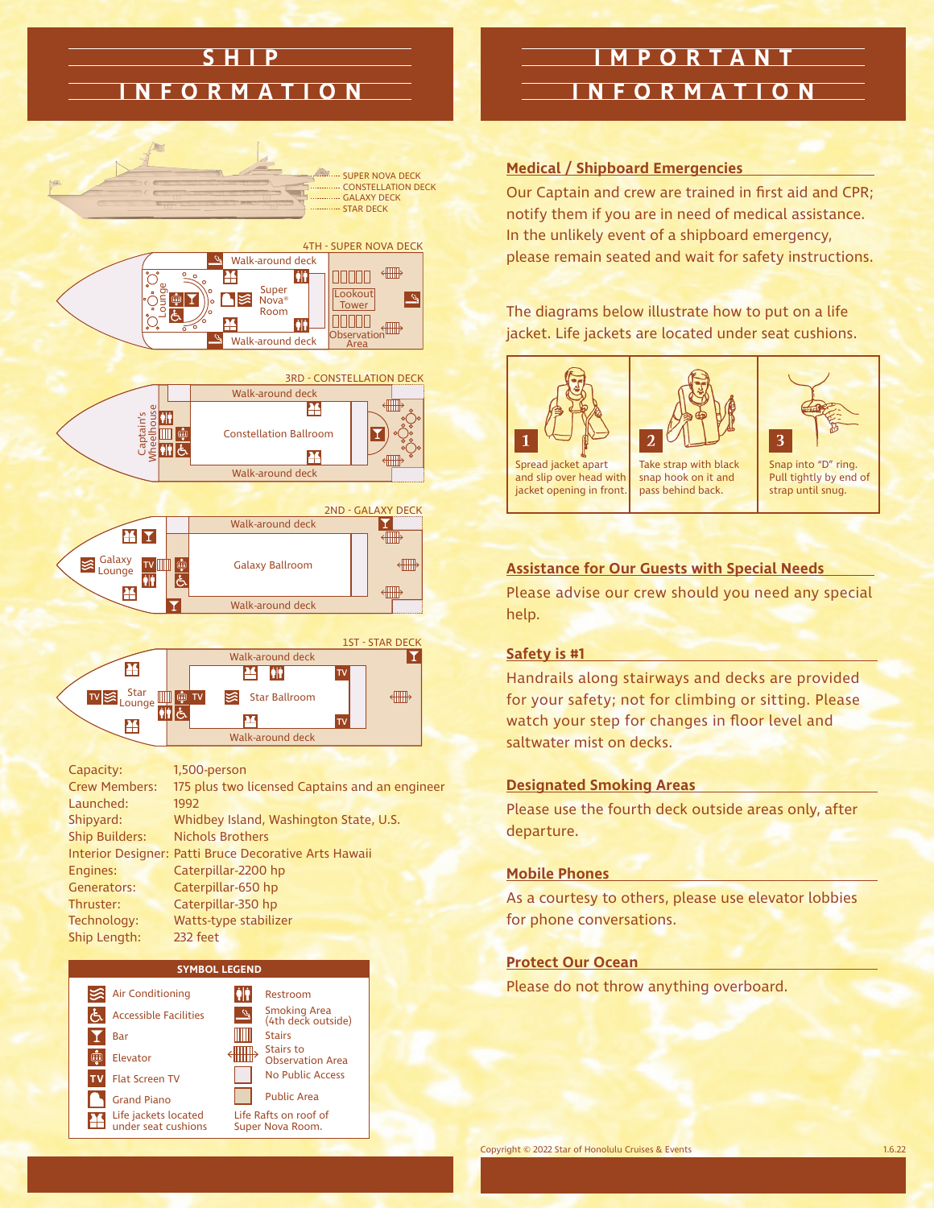# SHIP INFORMATION

SUPER NOVA DECK
CONSTELLATION DECK
GALAXY DECK
STAR DECK

### 4TH - SUPER NOVA DECK

Walk-around deck
Lounge
Super Nova® Room
Lookout Tower
Observation Area
Walk-around deck

### 3RD - CONSTELLATION DECK

Walk-around deck
Captain's Wheelhouse
Constellation Ballroom
Walk-around deck

### 2ND - GALAXY DECK

Walk-around deck
Galaxy Lounge
Galaxy Ballroom
Walk-around deck

### 1ST - STAR DECK

Walk-around deck
Star Lounge
Star Ballroom
Walk-around deck

| | |
|---|---|
| Capacity: | 1,500-person |
| Crew Members: | 175 plus two licensed Captains and an engineer |
| Launched: | 1992 |
| Shipyard: | Whidbey Island, Washington State, U.S. |
| Ship Builders: | Nichols Brothers |
| Interior Designer: | Patti Bruce Decorative Arts Hawaii |
| Engines: | Caterpillar-2200 hp |
| Generators: | Caterpillar-650 hp |
| Thruster: | Caterpillar-350 hp |
| Technology: | Watts-type stabilizer |
| Ship Length: | 232 feet |

**SYMBOL LEGEND**

| | |
|---|---|
| Air Conditioning | Restroom |
| Accessible Facilities | Smoking Area (4th deck outside) |
| Bar | Stairs |
| Elevator | Stairs to Observation Area |
| Flat Screen TV | No Public Access |
| Grand Piano | Public Area |
| Life jackets located under seat cushions | Life Rafts on roof of Super Nova Room. |

# IMPORTANT INFORMATION

## Medical / Shipboard Emergencies

Our Captain and crew are trained in first aid and CPR; notify them if you are in need of medical assistance. In the unlikely event of a shipboard emergency, please remain seated and wait for safety instructions.

The diagrams below illustrate how to put on a life jacket. Life jackets are located under seat cushions.

1. Spread jacket apart and slip over head with jacket opening in front.
2. Take strap with black snap hook on it and pass behind back.
3. Snap into "D" ring. Pull tightly by end of strap until snug.

## Assistance for Our Guests with Special Needs

Please advise our crew should you need any special help.

## Safety is #1

Handrails along stairways and decks are provided for your safety; not for climbing or sitting. Please watch your step for changes in floor level and saltwater mist on decks.

## Designated Smoking Areas

Please use the fourth deck outside areas only, after departure.

## Mobile Phones

As a courtesy to others, please use elevator lobbies for phone conversations.

## Protect Our Ocean

Please do not throw anything overboard.

Copyright © 2022 Star of Honolulu Cruises & Events 1.6.22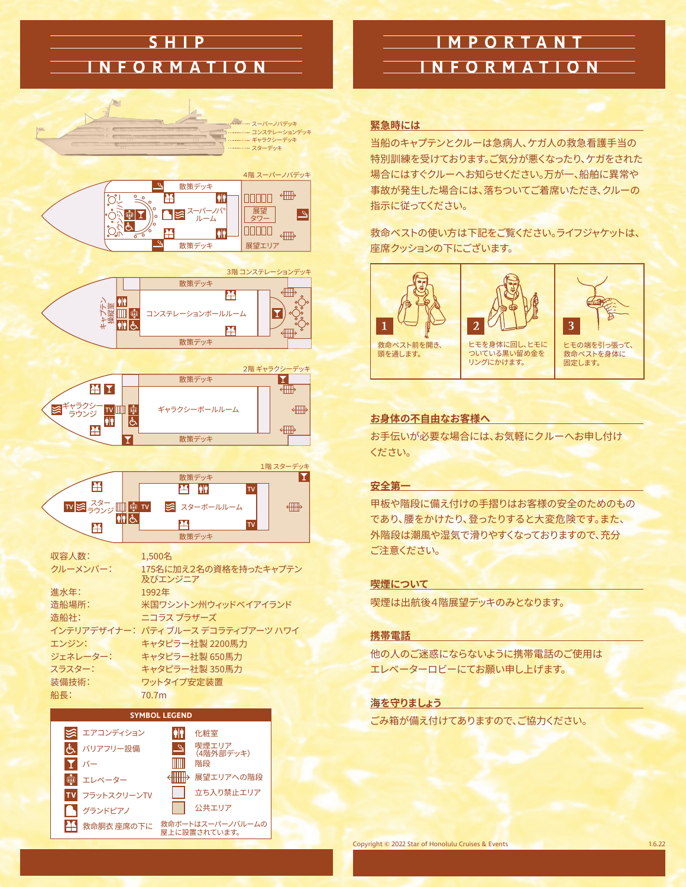# SHIP INFORMATION

スーパーノバデッキ
コンステレーションデッキ
ギャラクシーデッキ
スターデッキ

4階 スーパーノバデッキ

散策デッキ
スーパーノバ®ルーム
スーパーノバ ラウンジバー
展望タワー
展望エリア

3階 コンステレーションデッキ

散策デッキ
キャプテン操縦室
コンステレーションボールルーム

2階 ギャラクシーデッキ

散策デッキ
ギャラクシーラウンジ
ギャラクシーボールルーム

1階 スターデッキ

散策デッキ
スターラウンジ
スターボールルーム

| | |
|---|---|
| 収容人数： | 1,500名 |
| クルーメンバー： | 175名に加え2名の資格を持ったキャプテン及びエンジニア |
| 進水年： | 1992年 |
| 造船場所： | 米国ワシントン州ウィッドベイアイランド |
| 造船社： | ニコラス ブラザーズ |
| インテリアデザイナー： | パティ ブルース デコラティブアーツ ハワイ |
| エンジン： | キャタピラー社製 2200馬力 |
| ジェネレーター： | キャタピラー社製 650馬力 |
| スラスター： | キャタピラー社製 350馬力 |
| 装備技術： | ワットタイプ安定装置 |
| 船長： | 70.7m |

**SYMBOL LEGEND**

- エアコンディション
- バリアフリー設備
- バー
- エレベーター
- フラットスクリーンTV
- グランドピアノ
- 救命胴衣 座席の下に
- 化粧室
- 喫煙エリア（4階外部デッキ）
- 階段
- 展望エリアへの階段
- 立ち入り禁止エリア
- 公共エリア

救命ボートはスーパーノバルームの屋上に設置されています。

# IMPORTANT INFORMATION

## 緊急時には

当船のキャプテンとクルーは急病人、ケガ人の救急看護手当の特別訓練を受けております。ご気分が悪くなったり、ケガをされた場合にはすぐクルーへお知らせください。万が一、船舶に異常や事故が発生した場合には、落ちついてご着席いただき、クルーの指示に従ってください。

救命ベストの使い方は下記をご覧ください。ライフジャケットは、座席クッションの下にございます。

1. 救命ベスト前を開き、頭を通します。
2. ヒモを身体に回し、ヒモについている黒い留め金をリングにかけます。
3. ヒモの端を引っ張って、救命ベストを身体に固定します。

## お身体の不自由なお客様へ

お手伝いが必要な場合には、お気軽にクルーへお申し付けください。

## 安全第一

甲板や階段に備え付けの手摺りはお客様の安全のためのものであり、腰をかけたり、登ったりすると大変危険です。また、外階段は潮風や湿気で滑りやすくなっておりますので、充分ご注意ください。

## 喫煙について

喫煙は出航後4階展望デッキのみとなります。

## 携帯電話

他の人のご迷惑にならないように携帯電話のご使用はエレベーターロビーにてお願い申し上げます。

## 海を守りましょう

ごみ箱が備え付けてありますので、ご協力ください。

Copyright © 2022 Star of Honolulu Cruises & Events　1.6.22